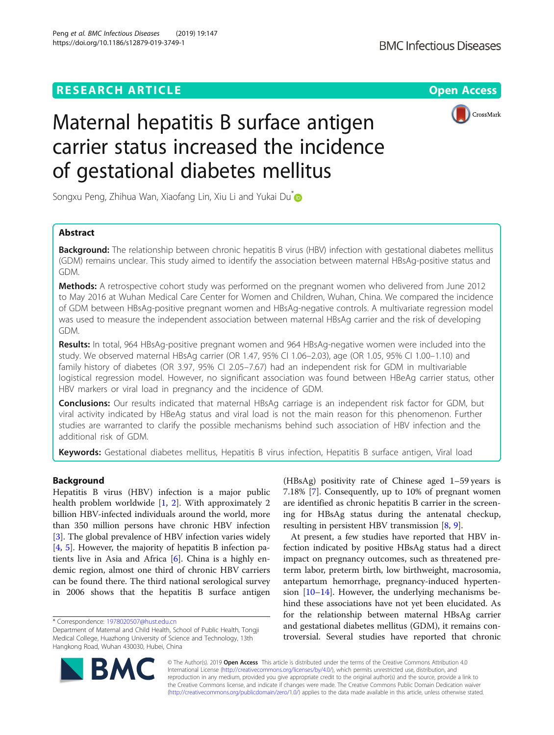RESEARCH ARTICLE

Open Access

# Maternal hepatitis B surface antigen carrier status increased the incidence of gestational diabetes mellitus

Songxu Peng, Zhihua Wan, Xiaofang Lin, Xiu Li and Yukai Du*

## Abstract

**Background:** The relationship between chronic hepatitis B virus (HBV) infection with gestational diabetes mellitus (GDM) remains unclear. This study aimed to identify the association between maternal HBsAg-positive status and GDM.

**Methods:** A retrospective cohort study was performed on the pregnant women who delivered from June 2012 to May 2016 at Wuhan Medical Care Center for Women and Children, Wuhan, China. We compared the incidence of GDM between HBsAg-positive pregnant women and HBsAg-negative controls. A multivariate regression model was used to measure the independent association between maternal HBsAg carrier and the risk of developing GDM.

**Results:** In total, 964 HBsAg-positive pregnant women and 964 HBsAg-negative women were included into the study. We observed maternal HBsAg carrier (OR 1.47, 95% CI 1.06–2.03), age (OR 1.05, 95% CI 1.00–1.10) and family history of diabetes (OR 3.97, 95% CI 2.05–7.67) had an independent risk for GDM in multivariable logistical regression model. However, no significant association was found between HBeAg carrier status, other HBV markers or viral load in pregnancy and the incidence of GDM.

**Conclusions:** Our results indicated that maternal HBsAg carriage is an independent risk factor for GDM, but viral activity indicated by HBeAg status and viral load is not the main reason for this phenomenon. Further studies are warranted to clarify the possible mechanisms behind such association of HBV infection and the additional risk of GDM.

**Keywords:** Gestational diabetes mellitus, Hepatitis B virus infection, Hepatitis B surface antigen, Viral load

## Background

Hepatitis B virus (HBV) infection is a major public health problem worldwide [1, 2]. With approximately 2 billion HBV-infected individuals around the world, more than 350 million persons have chronic HBV infection [3]. The global prevalence of HBV infection varies widely [4, 5]. However, the majority of hepatitis B infection patients live in Asia and Africa [6]. China is a highly endemic region, almost one third of chronic HBV carriers can be found there. The third national serological survey in 2006 shows that the hepatitis B surface antigen (HBsAg) positivity rate of Chinese aged 1–59 years is 7.18% [7]. Consequently, up to 10% of pregnant women are identified as chronic hepatitis B carrier in the screening for HBsAg status during the antenatal checkup, resulting in persistent HBV transmission [8, 9].

At present, a few studies have reported that HBV infection indicated by positive HBsAg status had a direct impact on pregnancy outcomes, such as threatened preterm labor, preterm birth, low birthweight, macrosomia, antepartum hemorrhage, pregnancy-induced hypertension [10–14]. However, the underlying mechanisms behind these associations have not yet been elucidated. As for the relationship between maternal HBsAg carrier and gestational diabetes mellitus (GDM), it remains controversial. Several studies have reported that chronic

* Correspondence: 1978020507@hust.edu.cn
Department of Maternal and Child Health, School of Public Health, Tongji Medical College, Huazhong University of Science and Technology, 13th Hangkong Road, Wuhan 430030, Hubei, China

© The Author(s). 2019 **Open Access** This article is distributed under the terms of the Creative Commons Attribution 4.0 International License (http://creativecommons.org/licenses/by/4.0/), which permits unrestricted use, distribution, and reproduction in any medium, provided you give appropriate credit to the original author(s) and the source, provide a link to the Creative Commons license, and indicate if changes were made. The Creative Commons Public Domain Dedication waiver (http://creativecommons.org/publicdomain/zero/1.0/) applies to the data made available in this article, unless otherwise stated.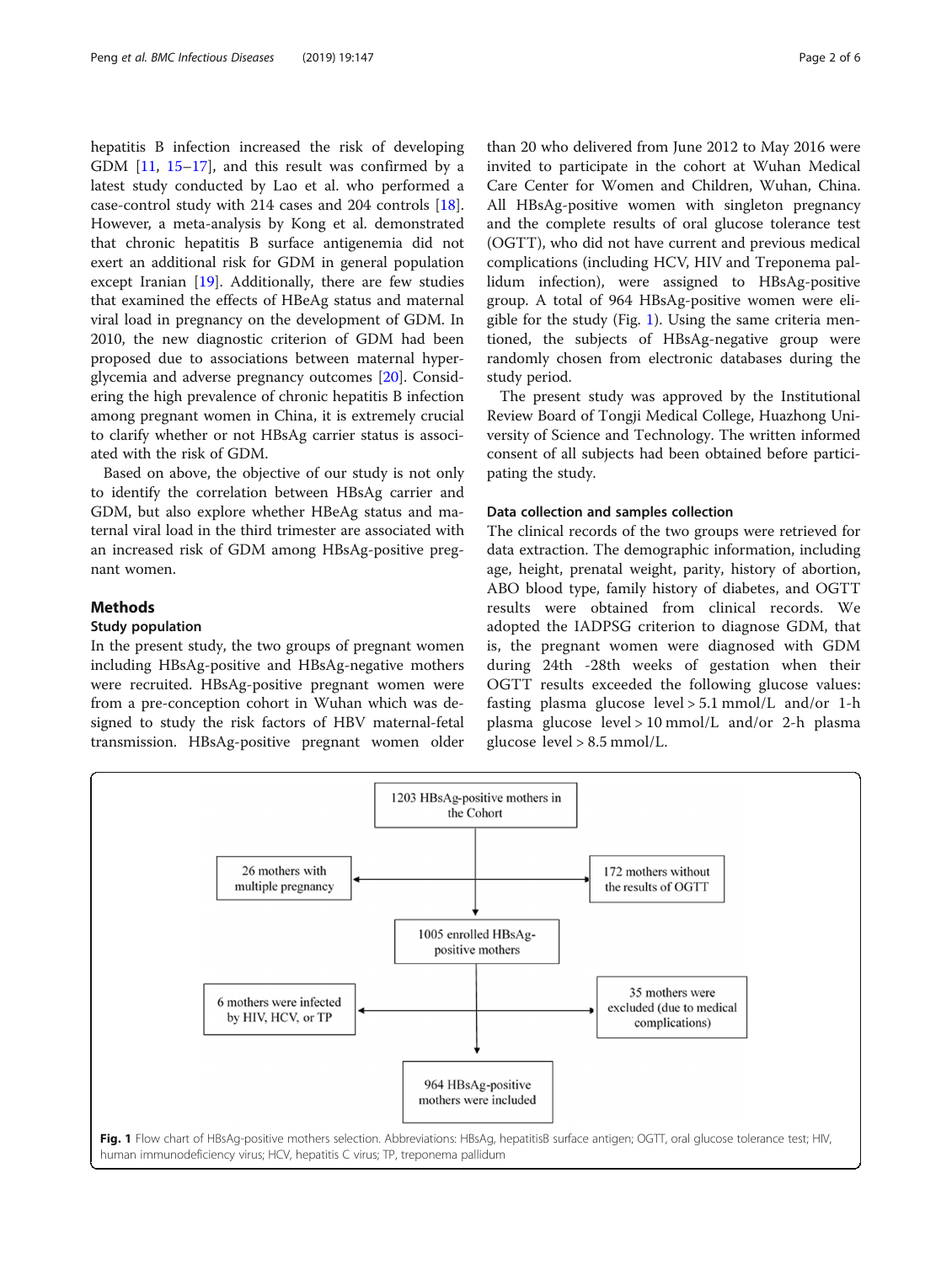hepatitis B infection increased the risk of developing GDM [11, 15–17], and this result was confirmed by a latest study conducted by Lao et al. who performed a case-control study with 214 cases and 204 controls [18]. However, a meta-analysis by Kong et al. demonstrated that chronic hepatitis B surface antigenemia did not exert an additional risk for GDM in general population except Iranian [19]. Additionally, there are few studies that examined the effects of HBeAg status and maternal viral load in pregnancy on the development of GDM. In 2010, the new diagnostic criterion of GDM had been proposed due to associations between maternal hyperglycemia and adverse pregnancy outcomes [20]. Considering the high prevalence of chronic hepatitis B infection among pregnant women in China, it is extremely crucial to clarify whether or not HBsAg carrier status is associated with the risk of GDM.

Based on above, the objective of our study is not only to identify the correlation between HBsAg carrier and GDM, but also explore whether HBeAg status and maternal viral load in the third trimester are associated with an increased risk of GDM among HBsAg-positive pregnant women.

## Methods

### Study population

In the present study, the two groups of pregnant women including HBsAg-positive and HBsAg-negative mothers were recruited. HBsAg-positive pregnant women were from a pre-conception cohort in Wuhan which was designed to study the risk factors of HBV maternal-fetal transmission. HBsAg-positive pregnant women older than 20 who delivered from June 2012 to May 2016 were invited to participate in the cohort at Wuhan Medical Care Center for Women and Children, Wuhan, China. All HBsAg-positive women with singleton pregnancy and the complete results of oral glucose tolerance test (OGTT), who did not have current and previous medical complications (including HCV, HIV and Treponema pallidum infection), were assigned to HBsAg-positive group. A total of 964 HBsAg-positive women were eligible for the study (Fig. 1). Using the same criteria mentioned, the subjects of HBsAg-negative group were randomly chosen from electronic databases during the study period.

The present study was approved by the Institutional Review Board of Tongji Medical College, Huazhong University of Science and Technology. The written informed consent of all subjects had been obtained before participating the study.

### Data collection and samples collection

The clinical records of the two groups were retrieved for data extraction. The demographic information, including age, height, prenatal weight, parity, history of abortion, ABO blood type, family history of diabetes, and OGTT results were obtained from clinical records. We adopted the IADPSG criterion to diagnose GDM, that is, the pregnant women were diagnosed with GDM during 24th -28th weeks of gestation when their OGTT results exceeded the following glucose values: fasting plasma glucose level > 5.1 mmol/L and/or 1-h plasma glucose level > 10 mmol/L and/or 2-h plasma glucose level > 8.5 mmol/L.

1203 HBsAg-positive mothers in the Cohort

→ 26 mothers with multiple pregnancy

→ 172 mothers without the results of OGTT

1005 enrolled HBsAg-positive mothers

→ 6 mothers were infected by HIV, HCV, or TP

→ 35 mothers were excluded (due to medical complications)

964 HBsAg-positive mothers were included

**Fig. 1** Flow chart of HBsAg-positive mothers selection. Abbreviations: HBsAg, hepatitisB surface antigen; OGTT, oral glucose tolerance test; HIV, human immunodeficiency virus; HCV, hepatitis C virus; TP, treponema pallidum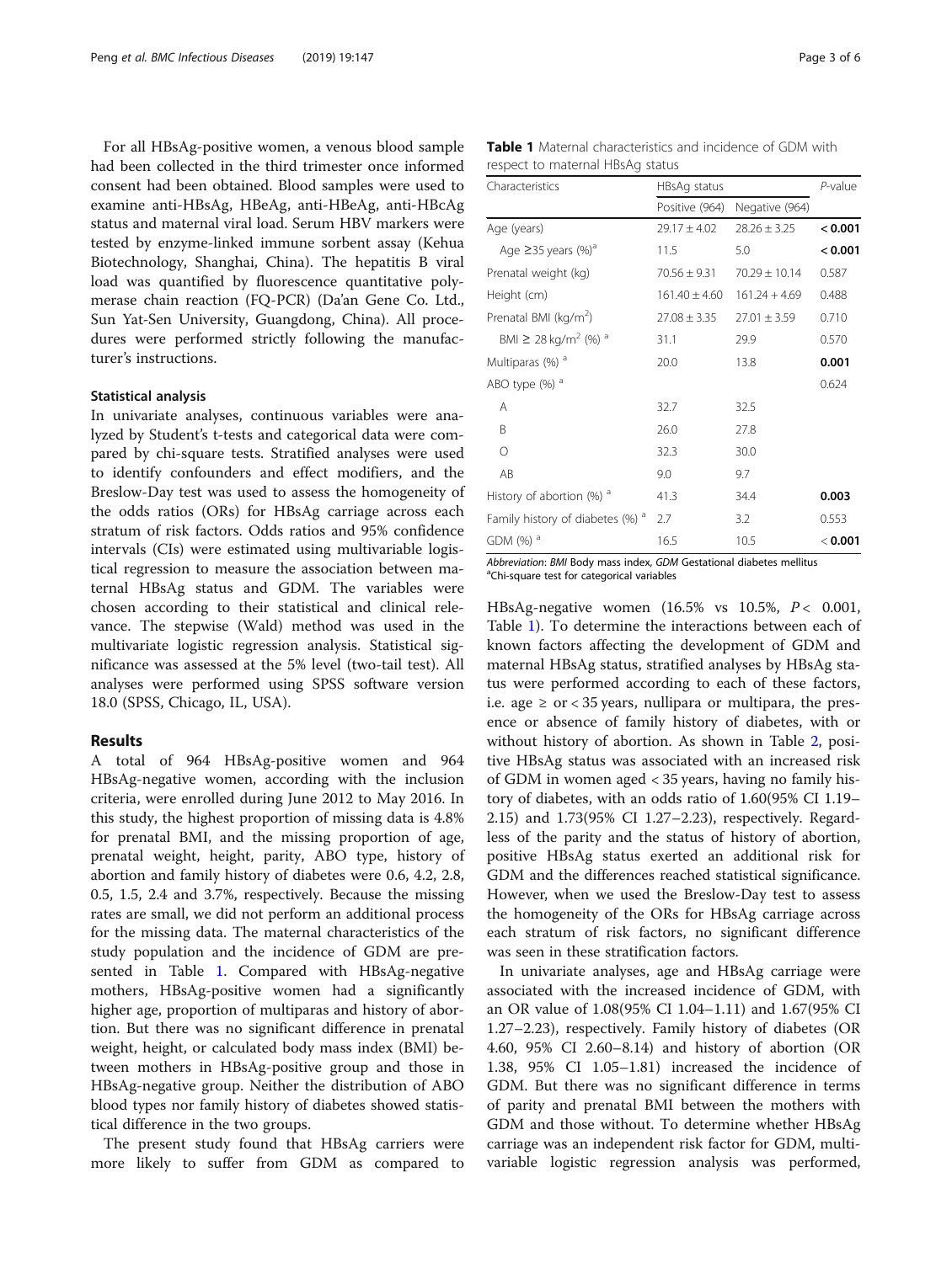For all HBsAg-positive women, a venous blood sample had been collected in the third trimester once informed consent had been obtained. Blood samples were used to examine anti-HBsAg, HBeAg, anti-HBeAg, anti-HBcAg status and maternal viral load. Serum HBV markers were tested by enzyme-linked immune sorbent assay (Kehua Biotechnology, Shanghai, China). The hepatitis B viral load was quantified by fluorescence quantitative polymerase chain reaction (FQ-PCR) (Da'an Gene Co. Ltd., Sun Yat-Sen University, Guangdong, China). All procedures were performed strictly following the manufacturer's instructions.

### Statistical analysis

In univariate analyses, continuous variables were analyzed by Student's t-tests and categorical data were compared by chi-square tests. Stratified analyses were used to identify confounders and effect modifiers, and the Breslow-Day test was used to assess the homogeneity of the odds ratios (ORs) for HBsAg carriage across each stratum of risk factors. Odds ratios and 95% confidence intervals (CIs) were estimated using multivariable logistical regression to measure the association between maternal HBsAg status and GDM. The variables were chosen according to their statistical and clinical relevance. The stepwise (Wald) method was used in the multivariate logistic regression analysis. Statistical significance was assessed at the 5% level (two-tail test). All analyses were performed using SPSS software version 18.0 (SPSS, Chicago, IL, USA).

## Results

A total of 964 HBsAg-positive women and 964 HBsAg-negative women, according with the inclusion criteria, were enrolled during June 2012 to May 2016. In this study, the highest proportion of missing data is 4.8% for prenatal BMI, and the missing proportion of age, prenatal weight, height, parity, ABO type, history of abortion and family history of diabetes were 0.6, 4.2, 2.8, 0.5, 1.5, 2.4 and 3.7%, respectively. Because the missing rates are small, we did not perform an additional process for the missing data. The maternal characteristics of the study population and the incidence of GDM are presented in Table 1. Compared with HBsAg-negative mothers, HBsAg-positive women had a significantly higher age, proportion of multiparas and history of abortion. But there was no significant difference in prenatal weight, height, or calculated body mass index (BMI) between mothers in HBsAg-positive group and those in HBsAg-negative group. Neither the distribution of ABO blood types nor family history of diabetes showed statistical difference in the two groups.

The present study found that HBsAg carriers were more likely to suffer from GDM as compared to HBsAg-negative women (16.5% vs 10.5%, $P < 0.001$, Table 1). To determine the interactions between each of known factors affecting the development of GDM and maternal HBsAg status, stratified analyses by HBsAg status were performed according to each of these factors, i.e. age ≥ or < 35 years, nullipara or multipara, the presence or absence of family history of diabetes, with or without history of abortion. As shown in Table 2, positive HBsAg status was associated with an increased risk of GDM in women aged < 35 years, having no family history of diabetes, with an odds ratio of 1.60(95% CI 1.19–2.15) and 1.73(95% CI 1.27–2.23), respectively. Regardless of the parity and the status of history of abortion, positive HBsAg status exerted an additional risk for GDM and the differences reached statistical significance. However, when we used the Breslow-Day test to assess the homogeneity of the ORs for HBsAg carriage across each stratum of risk factors, no significant difference was seen in these stratification factors.

In univariate analyses, age and HBsAg carriage were associated with the increased incidence of GDM, with an OR value of 1.08(95% CI 1.04–1.11) and 1.67(95% CI 1.27–2.23), respectively. Family history of diabetes (OR 4.60, 95% CI 2.60–8.14) and history of abortion (OR 1.38, 95% CI 1.05–1.81) increased the incidence of GDM. But there was no significant difference in terms of parity and prenatal BMI between the mothers with GDM and those without. To determine whether HBsAg carriage was an independent risk factor for GDM, multivariable logistic regression analysis was performed,

**Table 1** Maternal characteristics and incidence of GDM with respect to maternal HBsAg status

| Characteristics | HBsAg status | | *P*-value |
|---|---|---|---|
| | Positive (964) | Negative (964) | |
| Age (years) | 29.17 ± 4.02 | 28.26 ± 3.25 | **< 0.001** |
| Age ≥35 years (%)[a] | 11.5 | 5.0 | **< 0.001** |
| Prenatal weight (kg) | 70.56 ± 9.31 | 70.29 ± 10.14 | 0.587 |
| Height (cm) | 161.40 ± 4.60 | 161.24 + 4.69 | 0.488 |
| Prenatal BMI (kg/m²) | 27.08 ± 3.35 | 27.01 ± 3.59 | 0.710 |
| BMI ≥ 28 kg/m² (%) [a] | 31.1 | 29.9 | 0.570 |
| Multiparas (%) [a] | 20.0 | 13.8 | **0.001** |
| ABO type (%) [a] | | | 0.624 |
| A | 32.7 | 32.5 | |
| B | 26.0 | 27.8 | |
| O | 32.3 | 30.0 | |
| AB | 9.0 | 9.7 | |
| History of abortion (%) [a] | 41.3 | 34.4 | **0.003** |
| Family history of diabetes (%) [a] | 2.7 | 3.2 | 0.553 |
| GDM (%) [a] | 16.5 | 10.5 | **< 0.001** |

*Abbreviation: BMI* Body mass index, *GDM* Gestational diabetes mellitus
[a]Chi-square test for categorical variables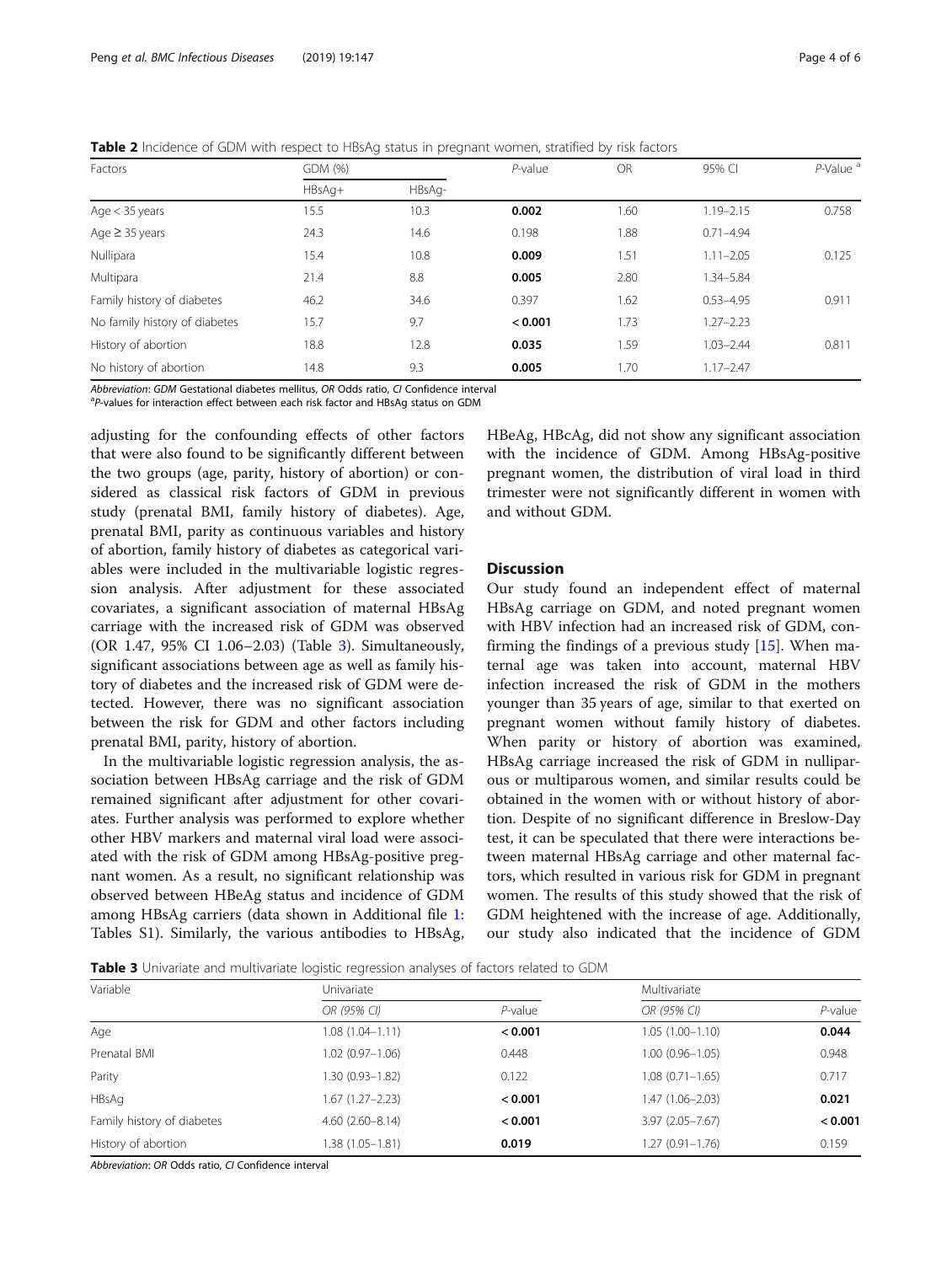**Table 2** Incidence of GDM with respect to HBsAg status in pregnant women, stratified by risk factors

| Factors | GDM (%) | | *P*-value | OR | 95% CI | *P*-Value [a] |
|---|---|---|---|---|---|---|
| | HBsAg+ | HBsAg- | | | | |
| Age < 35 years | 15.5 | 10.3 | **0.002** | 1.60 | 1.19–2.15 | 0.758 |
| Age ≥ 35 years | 24.3 | 14.6 | 0.198 | 1.88 | 0.71–4.94 | |
| Nullipara | 15.4 | 10.8 | **0.009** | 1.51 | 1.11–2.05 | 0.125 |
| Multipara | 21.4 | 8.8 | **0.005** | 2.80 | 1.34–5.84 | |
| Family history of diabetes | 46.2 | 34.6 | 0.397 | 1.62 | 0.53–4.95 | 0.911 |
| No family history of diabetes | 15.7 | 9.7 | **< 0.001** | 1.73 | 1.27–2.23 | |
| History of abortion | 18.8 | 12.8 | **0.035** | 1.59 | 1.03–2.44 | 0.811 |
| No history of abortion | 14.8 | 9.3 | **0.005** | 1.70 | 1.17–2.47 | |

*Abbreviation*: *GDM* Gestational diabetes mellitus, *OR* Odds ratio, *CI* Confidence interval
[a]*P*-values for interaction effect between each risk factor and HBsAg status on GDM

adjusting for the confounding effects of other factors that were also found to be significantly different between the two groups (age, parity, history of abortion) or considered as classical risk factors of GDM in previous study (prenatal BMI, family history of diabetes). Age, prenatal BMI, parity as continuous variables and history of abortion, family history of diabetes as categorical variables were included in the multivariable logistic regression analysis. After adjustment for these associated covariates, a significant association of maternal HBsAg carriage with the increased risk of GDM was observed (OR 1.47, 95% CI 1.06–2.03) (Table 3). Simultaneously, significant associations between age as well as family history of diabetes and the increased risk of GDM were detected. However, there was no significant association between the risk for GDM and other factors including prenatal BMI, parity, history of abortion.

In the multivariable logistic regression analysis, the association between HBsAg carriage and the risk of GDM remained significant after adjustment for other covariates. Further analysis was performed to explore whether other HBV markers and maternal viral load were associated with the risk of GDM among HBsAg-positive pregnant women. As a result, no significant relationship was observed between HBeAg status and incidence of GDM among HBsAg carriers (data shown in Additional file 1: Tables S1). Similarly, the various antibodies to HBsAg, HBeAg, HBcAg, did not show any significant association with the incidence of GDM. Among HBsAg-positive pregnant women, the distribution of viral load in third trimester were not significantly different in women with and without GDM.

## Discussion

Our study found an independent effect of maternal HBsAg carriage on GDM, and noted pregnant women with HBV infection had an increased risk of GDM, confirming the findings of a previous study [15]. When maternal age was taken into account, maternal HBV infection increased the risk of GDM in the mothers younger than 35 years of age, similar to that exerted on pregnant women without family history of diabetes. When parity or history of abortion was examined, HBsAg carriage increased the risk of GDM in nulliparous or multiparous women, and similar results could be obtained in the women with or without history of abortion. Despite of no significant difference in Breslow-Day test, it can be speculated that there were interactions between maternal HBsAg carriage and other maternal factors, which resulted in various risk for GDM in pregnant women. The results of this study showed that the risk of GDM heightened with the increase of age. Additionally, our study also indicated that the incidence of GDM

**Table 3** Univariate and multivariate logistic regression analyses of factors related to GDM

| Variable | Univariate | | Multivariate | |
|---|---|---|---|---|
| | *OR (95% CI)* | *P*-value | *OR (95% CI)* | *P*-value |
| Age | 1.08 (1.04–1.11) | **< 0.001** | 1.05 (1.00–1.10) | **0.044** |
| Prenatal BMI | 1.02 (0.97–1.06) | 0.448 | 1.00 (0.96–1.05) | 0.948 |
| Parity | 1.30 (0.93–1.82) | 0.122 | 1.08 (0.71–1.65) | 0.717 |
| HBsAg | 1.67 (1.27–2.23) | **< 0.001** | 1.47 (1.06–2.03) | **0.021** |
| Family history of diabetes | 4.60 (2.60–8.14) | **< 0.001** | 3.97 (2.05–7.67) | **< 0.001** |
| History of abortion | 1.38 (1.05–1.81) | **0.019** | 1.27 (0.91–1.76) | 0.159 |

*Abbreviation*: *OR* Odds ratio, *CI* Confidence interval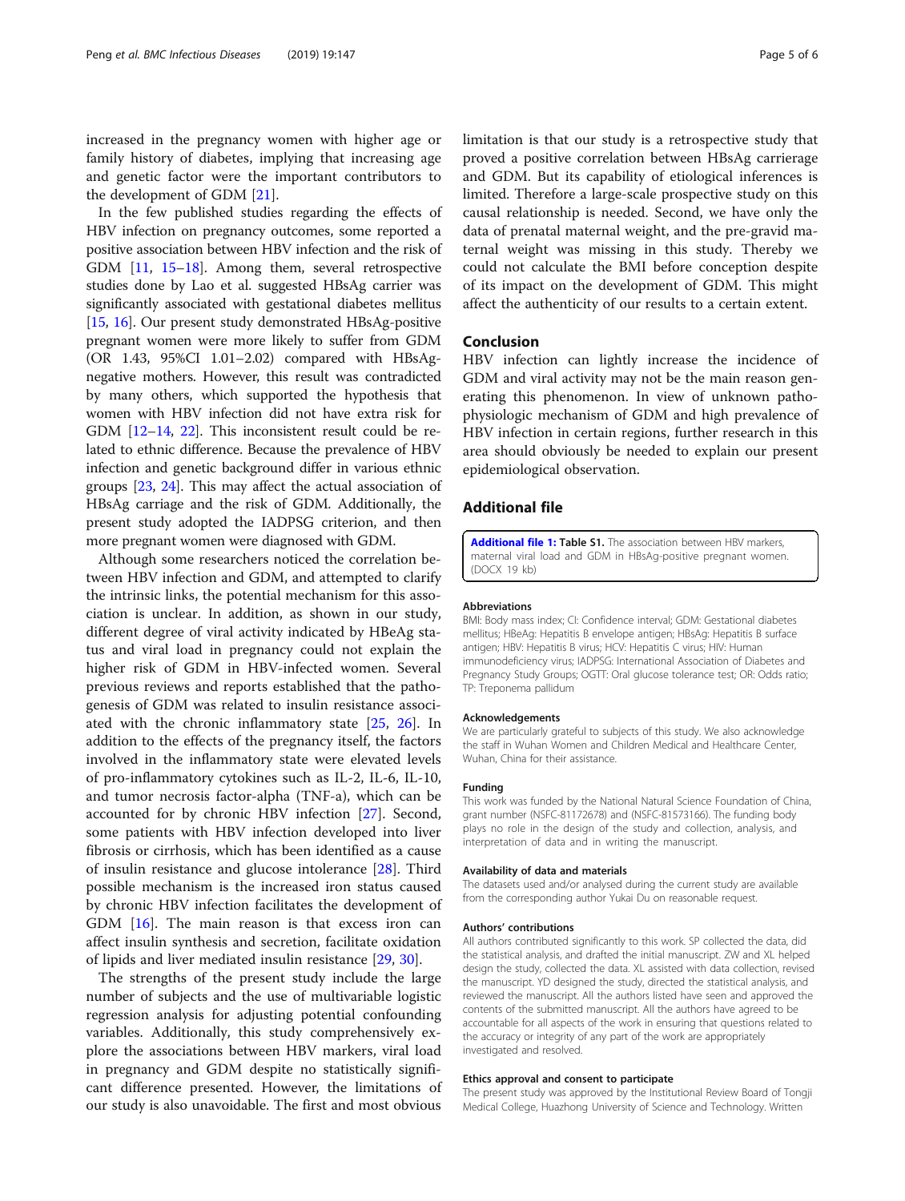increased in the pregnancy women with higher age or family history of diabetes, implying that increasing age and genetic factor were the important contributors to the development of GDM [21].

In the few published studies regarding the effects of HBV infection on pregnancy outcomes, some reported a positive association between HBV infection and the risk of GDM [11, 15–18]. Among them, several retrospective studies done by Lao et al. suggested HBsAg carrier was significantly associated with gestational diabetes mellitus [15, 16]. Our present study demonstrated HBsAg-positive pregnant women were more likely to suffer from GDM (OR 1.43, 95%CI 1.01–2.02) compared with HBsAg-negative mothers. However, this result was contradicted by many others, which supported the hypothesis that women with HBV infection did not have extra risk for GDM [12–14, 22]. This inconsistent result could be related to ethnic difference. Because the prevalence of HBV infection and genetic background differ in various ethnic groups [23, 24]. This may affect the actual association of HBsAg carriage and the risk of GDM. Additionally, the present study adopted the IADPSG criterion, and then more pregnant women were diagnosed with GDM.

Although some researchers noticed the correlation between HBV infection and GDM, and attempted to clarify the intrinsic links, the potential mechanism for this association is unclear. In addition, as shown in our study, different degree of viral activity indicated by HBeAg status and viral load in pregnancy could not explain the higher risk of GDM in HBV-infected women. Several previous reviews and reports established that the pathogenesis of GDM was related to insulin resistance associated with the chronic inflammatory state [25, 26]. In addition to the effects of the pregnancy itself, the factors involved in the inflammatory state were elevated levels of pro-inflammatory cytokines such as IL-2, IL-6, IL-10, and tumor necrosis factor-alpha (TNF-a), which can be accounted for by chronic HBV infection [27]. Second, some patients with HBV infection developed into liver fibrosis or cirrhosis, which has been identified as a cause of insulin resistance and glucose intolerance [28]. Third possible mechanism is the increased iron status caused by chronic HBV infection facilitates the development of GDM [16]. The main reason is that excess iron can affect insulin synthesis and secretion, facilitate oxidation of lipids and liver mediated insulin resistance [29, 30].

The strengths of the present study include the large number of subjects and the use of multivariable logistic regression analysis for adjusting potential confounding variables. Additionally, this study comprehensively explore the associations between HBV markers, viral load in pregnancy and GDM despite no statistically significant difference presented. However, the limitations of our study is also unavoidable. The first and most obvious limitation is that our study is a retrospective study that proved a positive correlation between HBsAg carrierage and GDM. But its capability of etiological inferences is limited. Therefore a large-scale prospective study on this causal relationship is needed. Second, we have only the data of prenatal maternal weight, and the pre-gravid maternal weight was missing in this study. Thereby we could not calculate the BMI before conception despite of its impact on the development of GDM. This might affect the authenticity of our results to a certain extent.

## Conclusion

HBV infection can lightly increase the incidence of GDM and viral activity may not be the main reason generating this phenomenon. In view of unknown pathophysiologic mechanism of GDM and high prevalence of HBV infection in certain regions, further research in this area should obviously be needed to explain our present epidemiological observation.

## Additional file

**Additional file 1: Table S1.** The association between HBV markers, maternal viral load and GDM in HBsAg-positive pregnant women. (DOCX 19 kb)

#### Abbreviations

BMI: Body mass index; CI: Confidence interval; GDM: Gestational diabetes mellitus; HBeAg: Hepatitis B envelope antigen; HBsAg: Hepatitis B surface antigen; HBV: Hepatitis B virus; HCV: Hepatitis C virus; HIV: Human immunodeficiency virus; IADPSG: International Association of Diabetes and Pregnancy Study Groups; OGTT: Oral glucose tolerance test; OR: Odds ratio; TP: Treponema pallidum

#### Acknowledgements

We are particularly grateful to subjects of this study. We also acknowledge the staff in Wuhan Women and Children Medical and Healthcare Center, Wuhan, China for their assistance.

#### Funding

This work was funded by the National Natural Science Foundation of China, grant number (NSFC-81172678) and (NSFC-81573166). The funding body plays no role in the design of the study and collection, analysis, and interpretation of data and in writing the manuscript.

#### Availability of data and materials

The datasets used and/or analysed during the current study are available from the corresponding author Yukai Du on reasonable request.

#### Authors' contributions

All authors contributed significantly to this work. SP collected the data, did the statistical analysis, and drafted the initial manuscript. ZW and XL helped design the study, collected the data. XL assisted with data collection, revised the manuscript. YD designed the study, directed the statistical analysis, and reviewed the manuscript. All the authors listed have seen and approved the contents of the submitted manuscript. All the authors have agreed to be accountable for all aspects of the work in ensuring that questions related to the accuracy or integrity of any part of the work are appropriately investigated and resolved.

#### Ethics approval and consent to participate

The present study was approved by the Institutional Review Board of Tongji Medical College, Huazhong University of Science and Technology. Written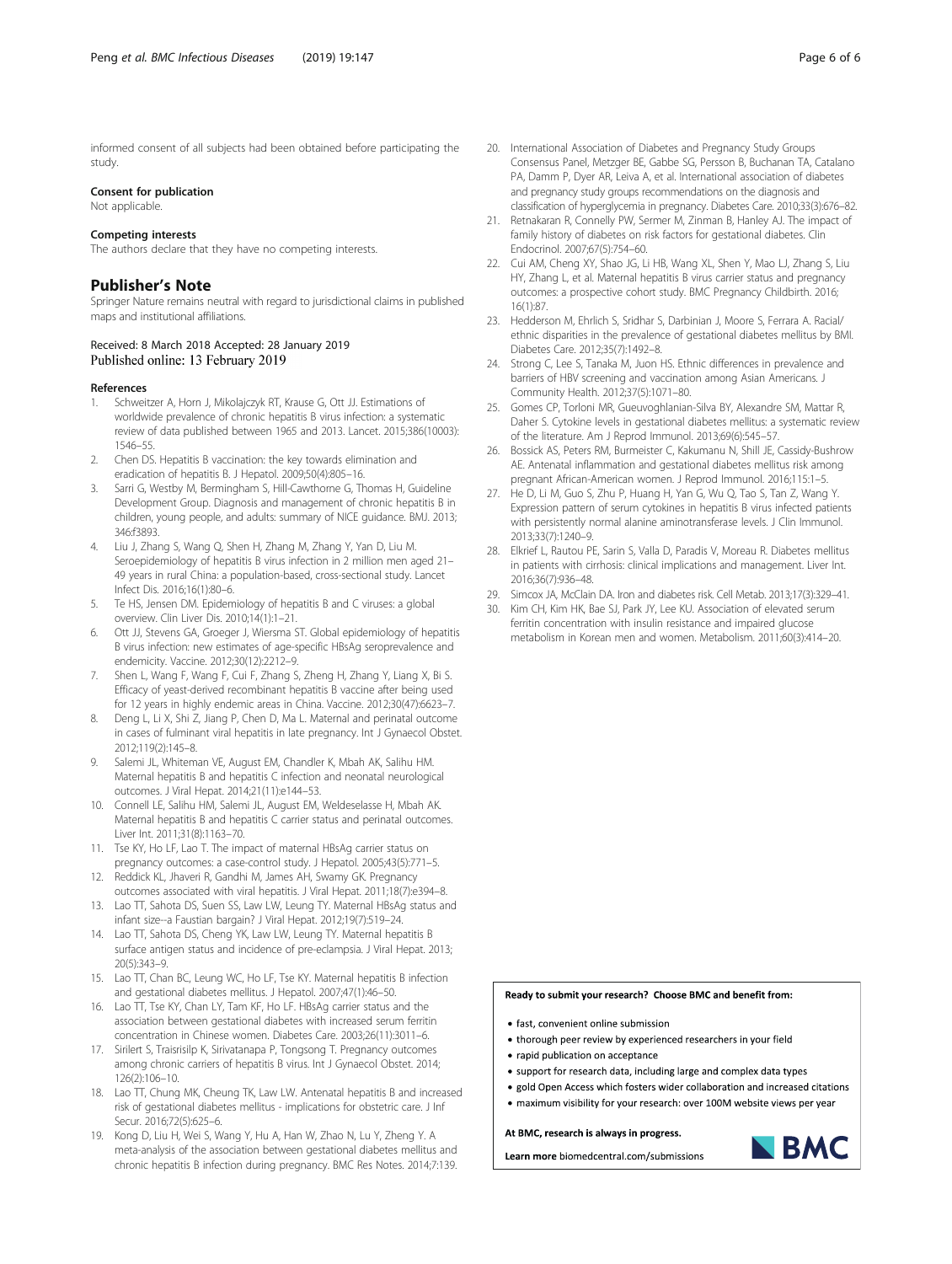informed consent of all subjects had been obtained before participating the study.

#### Consent for publication

Not applicable.

#### Competing interests

The authors declare that they have no competing interests.

## Publisher's Note

Springer Nature remains neutral with regard to jurisdictional claims in published maps and institutional affiliations.

Received: 8 March 2018 Accepted: 28 January 2019
Published online: 13 February 2019

#### References

1. Schweitzer A, Horn J, Mikolajczyk RT, Krause G, Ott JJ. Estimations of worldwide prevalence of chronic hepatitis B virus infection: a systematic review of data published between 1965 and 2013. Lancet. 2015;386(10003):1546–55.
2. Chen DS. Hepatitis B vaccination: the key towards elimination and eradication of hepatitis B. J Hepatol. 2009;50(4):805–16.
3. Sarri G, Westby M, Bermingham S, Hill-Cawthorne G, Thomas H, Guideline Development Group. Diagnosis and management of chronic hepatitis B in children, young people, and adults: summary of NICE guidance. BMJ. 2013;346:f3893.
4. Liu J, Zhang S, Wang Q, Shen H, Zhang M, Zhang Y, Yan D, Liu M. Seroepidemiology of hepatitis B virus infection in 2 million men aged 21–49 years in rural China: a population-based, cross-sectional study. Lancet Infect Dis. 2016;16(1):80–6.
5. Te HS, Jensen DM. Epidemiology of hepatitis B and C viruses: a global overview. Clin Liver Dis. 2010;14(1):1–21.
6. Ott JJ, Stevens GA, Groeger J, Wiersma ST. Global epidemiology of hepatitis B virus infection: new estimates of age-specific HBsAg seroprevalence and endemicity. Vaccine. 2012;30(12):2212–9.
7. Shen L, Wang F, Wang F, Cui F, Zhang S, Zheng H, Zhang Y, Liang X, Bi S. Efficacy of yeast-derived recombinant hepatitis B vaccine after being used for 12 years in highly endemic areas in China. Vaccine. 2012;30(47):6623–7.
8. Deng L, Li X, Shi Z, Jiang P, Chen D, Ma L. Maternal and perinatal outcome in cases of fulminant viral hepatitis in late pregnancy. Int J Gynaecol Obstet. 2012;119(2):145–8.
9. Salemi JL, Whiteman VE, August EM, Chandler K, Mbah AK, Salihu HM. Maternal hepatitis B and hepatitis C infection and neonatal neurological outcomes. J Viral Hepat. 2014;21(11):e144–53.
10. Connell LE, Salihu HM, Salemi JL, August EM, Weldeselasse H, Mbah AK. Maternal hepatitis B and hepatitis C carrier status and perinatal outcomes. Liver Int. 2011;31(8):1163–70.
11. Tse KY, Ho LF, Lao T. The impact of maternal HBsAg carrier status on pregnancy outcomes: a case-control study. J Hepatol. 2005;43(5):771–5.
12. Reddick KL, Jhaveri R, Gandhi M, James AH, Swamy GK. Pregnancy outcomes associated with viral hepatitis. J Viral Hepat. 2011;18(7):e394–8.
13. Lao TT, Sahota DS, Suen SS, Law LW, Leung TY. Maternal HBsAg status and infant size--a Faustian bargain? J Viral Hepat. 2012;19(7):519–24.
14. Lao TT, Sahota DS, Cheng YK, Law LW, Leung TY. Maternal hepatitis B surface antigen status and incidence of pre-eclampsia. J Viral Hepat. 2013;20(5):343–9.
15. Lao TT, Chan BC, Leung WC, Ho LF, Tse KY. Maternal hepatitis B infection and gestational diabetes mellitus. J Hepatol. 2007;47(1):46–50.
16. Lao TT, Tse KY, Chan LY, Tam KF, Ho LF. HBsAg carrier status and the association between gestational diabetes with increased serum ferritin concentration in Chinese women. Diabetes Care. 2003;26(11):3011–6.
17. Sirilert S, Traisrisilp K, Sirivatanapa P, Tongsong T. Pregnancy outcomes among chronic carriers of hepatitis B virus. Int J Gynaecol Obstet. 2014;126(2):106–10.
18. Lao TT, Chung MK, Cheung TK, Law LW. Antenatal hepatitis B and increased risk of gestational diabetes mellitus - implications for obstetric care. J Inf Secur. 2016;72(5):625–6.
19. Kong D, Liu H, Wei S, Wang Y, Hu A, Han W, Zhao N, Lu Y, Zheng Y. A meta-analysis of the association between gestational diabetes mellitus and chronic hepatitis B infection during pregnancy. BMC Res Notes. 2014;7:139.
20. International Association of Diabetes and Pregnancy Study Groups Consensus Panel, Metzger BE, Gabbe SG, Persson B, Buchanan TA, Catalano PA, Damm P, Dyer AR, Leiva A, et al. International association of diabetes and pregnancy study groups recommendations on the diagnosis and classification of hyperglycemia in pregnancy. Diabetes Care. 2010;33(3):676–82.
21. Retnakaran R, Connelly PW, Sermer M, Zinman B, Hanley AJ. The impact of family history of diabetes on risk factors for gestational diabetes. Clin Endocrinol. 2007;67(5):754–60.
22. Cui AM, Cheng XY, Shao JG, Li HB, Wang XL, Shen Y, Mao LJ, Zhang S, Liu HY, Zhang L, et al. Maternal hepatitis B virus carrier status and pregnancy outcomes: a prospective cohort study. BMC Pregnancy Childbirth. 2016;16(1):87.
23. Hedderson M, Ehrlich S, Sridhar S, Darbinian J, Moore S, Ferrara A. Racial/ethnic disparities in the prevalence of gestational diabetes mellitus by BMI. Diabetes Care. 2012;35(7):1492–8.
24. Strong C, Lee S, Tanaka M, Juon HS. Ethnic differences in prevalence and barriers of HBV screening and vaccination among Asian Americans. J Community Health. 2012;37(5):1071–80.
25. Gomes CP, Torloni MR, Gueuvoghlanian-Silva BY, Alexandre SM, Mattar R, Daher S. Cytokine levels in gestational diabetes mellitus: a systematic review of the literature. Am J Reprod Immunol. 2013;69(6):545–57.
26. Bossick AS, Peters RM, Burmeister C, Kakumanu N, Shill JE, Cassidy-Bushrow AE. Antenatal inflammation and gestational diabetes mellitus risk among pregnant African-American women. J Reprod Immunol. 2016;115:1–5.
27. He D, Li M, Guo S, Zhu P, Huang H, Yan G, Wu Q, Tao S, Tan Z, Wang Y. Expression pattern of serum cytokines in hepatitis B virus infected patients with persistently normal alanine aminotransferase levels. J Clin Immunol. 2013;33(7):1240–9.
28. Elkrief L, Rautou PE, Sarin S, Valla D, Paradis V, Moreau R. Diabetes mellitus in patients with cirrhosis: clinical implications and management. Liver Int. 2016;36(7):936–48.
29. Simcox JA, McClain DA. Iron and diabetes risk. Cell Metab. 2013;17(3):329–41.
30. Kim CH, Kim HK, Bae SJ, Park JY, Lee KU. Association of elevated serum ferritin concentration with insulin resistance and impaired glucose metabolism in Korean men and women. Metabolism. 2011;60(3):414–20.

**Ready to submit your research? Choose BMC and benefit from:**

- fast, convenient online submission
- thorough peer review by experienced researchers in your field
- rapid publication on acceptance
- support for research data, including large and complex data types
- gold Open Access which fosters wider collaboration and increased citations
- maximum visibility for your research: over 100M website views per year

**At BMC, research is always in progress.**

**Learn more** biomedcentral.com/submissions

BMC